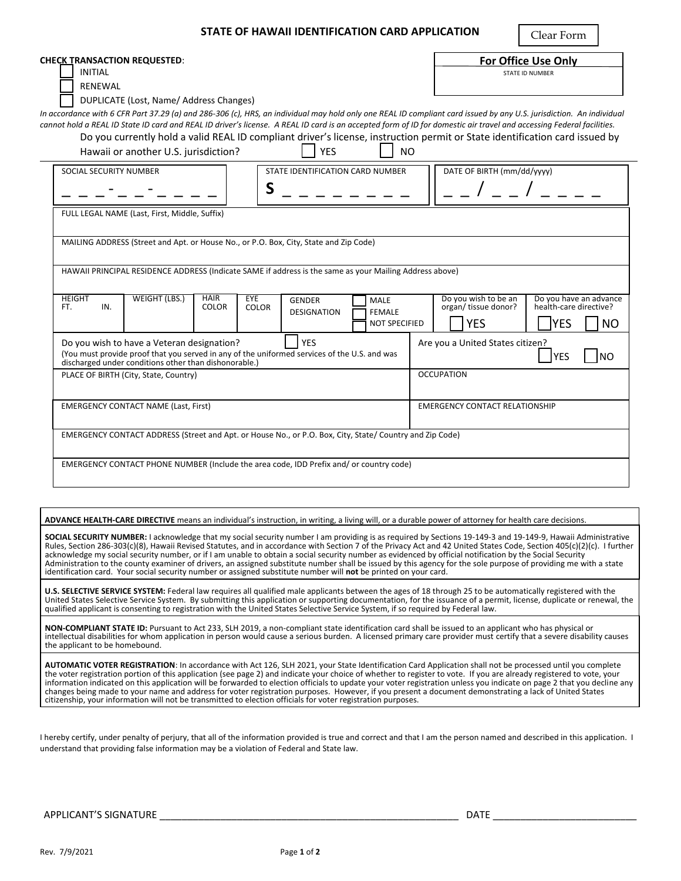# STATE OF HAWAII IDENTIFICATION CARD APPLICATION

Clear Form

**CHECK TRANSACTION REQUESTED**:

- ☐ INITIAL
- ☐ RENEWAL
- ☐ DUPLICATE (Lost, Name/ Address Changes)

| **For Office Use Only** |
|---|
| STATE ID NUMBER |

*In accordance with 6 CFR Part 37.29 (a) and 286-306 (c), HRS, an individual may hold only one REAL ID compliant card issued by any U.S. jurisdiction. An individual cannot hold a REAL ID State ID card and REAL ID driver's license. A REAL ID card is an accepted form of ID for domestic air travel and accessing Federal facilities.*

Do you currently hold a valid REAL ID compliant driver's license, instruction permit or State identification card issued by Hawaii or another U.S. jurisdiction? ☐ YES ☐ NO

| SOCIAL SECURITY NUMBER | STATE IDENTIFICATION CARD NUMBER | DATE OF BIRTH (mm/dd/yyyy) |
|---|---|---|
| _ _ _ - _ _ - _ _ _ _ | S _ _ _ _ _ _ _ _ | _ _ / _ _ / _ _ _ _ |

FULL LEGAL NAME (Last, First, Middle, Suffix)

MAILING ADDRESS (Street and Apt. or House No., or P.O. Box, City, State and Zip Code)

HAWAII PRINCIPAL RESIDENCE ADDRESS (Indicate SAME if address is the same as your Mailing Address above)

| HEIGHT FT. IN. | WEIGHT (LBS.) | HAIR COLOR | EYE COLOR | GENDER DESIGNATION ☐ MALE ☐ FEMALE ☐ NOT SPECIFIED | Do you wish to be an organ/ tissue donor? ☐ YES | Do you have an advance health-care directive? ☐ YES ☐ NO |
|---|---|---|---|---|---|---|

Do you wish to have a Veteran designation? ☐ YES
(You must provide proof that you served in any of the uniformed services of the U.S. and was discharged under conditions other than dishonorable.)

Are you a United States citizen? ☐ YES ☐ NO

| PLACE OF BIRTH (City, State, Country) | OCCUPATION |
|---|---|
| EMERGENCY CONTACT NAME (Last, First) | EMERGENCY CONTACT RELATIONSHIP |

EMERGENCY CONTACT ADDRESS (Street and Apt. or House No., or P.O. Box, City, State/ Country and Zip Code)

EMERGENCY CONTACT PHONE NUMBER (Include the area code, IDD Prefix and/ or country code)

**ADVANCE HEALTH-CARE DIRECTIVE** means an individual's instruction, in writing, a living will, or a durable power of attorney for health care decisions.

**SOCIAL SECURITY NUMBER:** I acknowledge that my social security number I am providing is as required by Sections 19-149-3 and 19-149-9, Hawaii Administrative Rules, Section 286-303(c)(8), Hawaii Revised Statutes, and in accordance with Section 7 of the Privacy Act and 42 United States Code, Section 405(c)(2)(c). I further acknowledge my social security number, or if I am unable to obtain a social security number as evidenced by official notification by the Social Security Administration to the county examiner of drivers, an assigned substitute number shall be issued by this agency for the sole purpose of providing me with a state identification card. Your social security number or assigned substitute number will **not** be printed on your card.

**U.S. SELECTIVE SERVICE SYSTEM:** Federal law requires all qualified male applicants between the ages of 18 through 25 to be automatically registered with the United States Selective Service System. By submitting this application or supporting documentation, for the issuance of a permit, license, duplicate or renewal, the qualified applicant is consenting to registration with the United States Selective Service System, if so required by Federal law.

**NON-COMPLIANT STATE ID:** Pursuant to Act 233, SLH 2019, a non-compliant state identification card shall be issued to an applicant who has physical or intellectual disabilities for whom application in person would cause a serious burden. A licensed primary care provider must certify that a severe disability causes the applicant to be homebound.

**AUTOMATIC VOTER REGISTRATION**: In accordance with Act 126, SLH 2021, your State Identification Card Application shall not be processed until you complete the voter registration portion of this application (see page 2) and indicate your choice of whether to register to vote. If you are already registered to vote, your information indicated on this application will be forwarded to election officials to update your voter registration unless you indicate on page 2 that you decline any changes being made to your name and address for voter registration purposes. However, if you present a document demonstrating a lack of United States citizenship, your information will not be transmitted to election officials for voter registration purposes.

I hereby certify, under penalty of perjury, that all of the information provided is true and correct and that I am the person named and described in this application. I understand that providing false information may be a violation of Federal and State law.

APPLICANT'S SIGNATURE ______________________________________________ DATE ________________________

Rev. 7/9/2021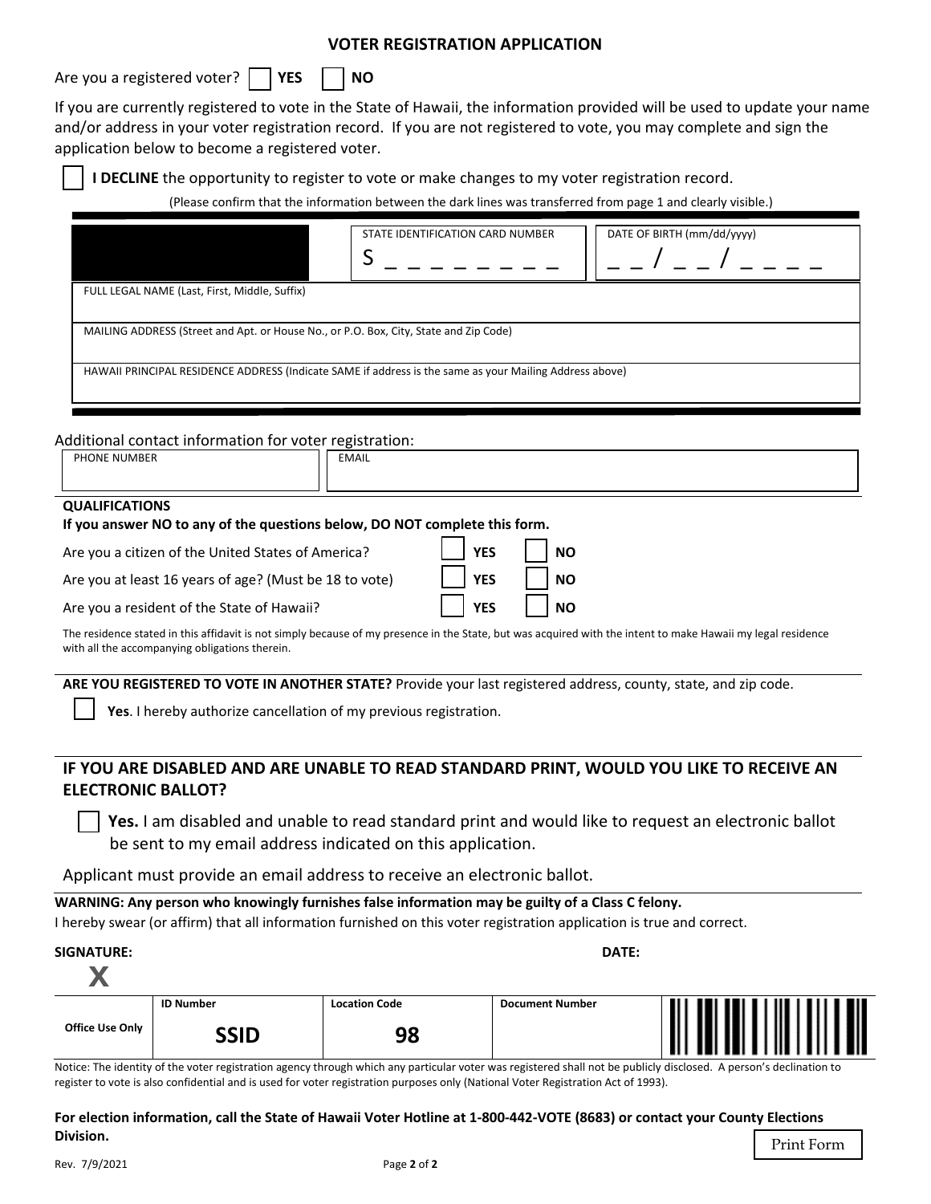# VOTER REGISTRATION APPLICATION

Are you a registered voter? ☐ **YES** ☐ **NO**

If you are currently registered to vote in the State of Hawaii, the information provided will be used to update your name and/or address in your voter registration record. If you are not registered to vote, you may complete and sign the application below to become a registered voter.

☐ **I DECLINE** the opportunity to register to vote or make changes to my voter registration record.

(Please confirm that the information between the dark lines was transferred from page 1 and clearly visible.)

| | STATE IDENTIFICATION CARD NUMBER | DATE OF BIRTH (mm/dd/yyyy) |
|---|---|---|
| | S _ _ _ _ _ _ _ _ _ | _ _ / _ _ / _ _ _ _ |

FULL LEGAL NAME (Last, First, Middle, Suffix)

MAILING ADDRESS (Street and Apt. or House No., or P.O. Box, City, State and Zip Code)

HAWAII PRINCIPAL RESIDENCE ADDRESS (Indicate SAME if address is the same as your Mailing Address above)

Additional contact information for voter registration:

| PHONE NUMBER | EMAIL |
|---|---|
| | |

**QUALIFICATIONS**

**If you answer NO to any of the questions below, DO NOT complete this form.**

| | | |
|---|---|---|
| Are you a citizen of the United States of America? | ☐ **YES** | ☐ **NO** |
| Are you at least 16 years of age? (Must be 18 to vote) | ☐ **YES** | ☐ **NO** |
| Are you a resident of the State of Hawaii? | ☐ **YES** | ☐ **NO** |

The residence stated in this affidavit is not simply because of my presence in the State, but was acquired with the intent to make Hawaii my legal residence with all the accompanying obligations therein.

**ARE YOU REGISTERED TO VOTE IN ANOTHER STATE?** Provide your last registered address, county, state, and zip code.

☐ **Yes**. I hereby authorize cancellation of my previous registration.

## IF YOU ARE DISABLED AND ARE UNABLE TO READ STANDARD PRINT, WOULD YOU LIKE TO RECEIVE AN ELECTRONIC BALLOT?

☐ **Yes.** I am disabled and unable to read standard print and would like to request an electronic ballot be sent to my email address indicated on this application.

Applicant must provide an email address to receive an electronic ballot.

**WARNING: Any person who knowingly furnishes false information may be guilty of a Class C felony.**

I hereby swear (or affirm) that all information furnished on this voter registration application is true and correct.

**SIGNATURE:** **DATE:**

**X**

| Office Use Only | ID Number | Location Code | Document Number | |
|---|---|---|---|---|
| | **SSID** | **98** | | |

Notice: The identity of the voter registration agency through which any particular voter was registered shall not be publicly disclosed. A person's declination to register to vote is also confidential and is used for voter registration purposes only (National Voter Registration Act of 1993).

**For election information, call the State of Hawaii Voter Hotline at 1-800-442-VOTE (8683) or contact your County Elections Division.**

Print Form

Rev. 7/9/2021